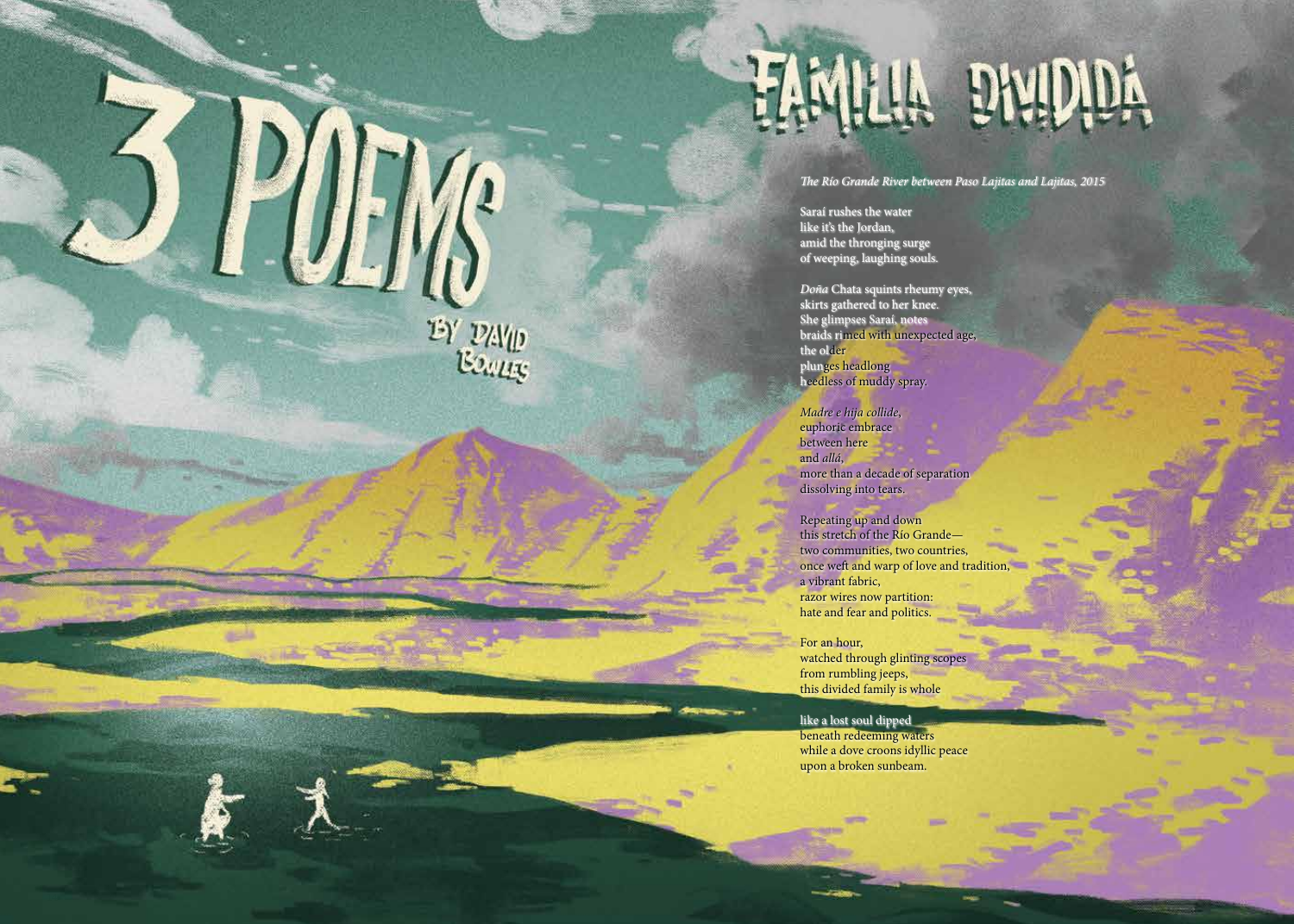# 3 POEMS

BY DAVID BOWLES

## FAMILIA DIVIDIDA

*The Río Grande River between Paso Lajitas and Lajitas, 2015*

Saraí rushes the water
like it's the Jordan,
amid the thronging surge
of weeping, laughing souls.

*Doña* Chata squints rheumy eyes,
skirts gathered to her knee.
She glimpses Saraí, notes
braids rimed with unexpected age,
the older
plunges headlong
heedless of muddy spray.

*Madre e hija collide*,
euphoric embrace
between here
and *allá*,
more than a decade of separation
dissolving into tears.

Repeating up and down
this stretch of the Río Grande—
two communities, two countries,
once weft and warp of love and tradition,
a vibrant fabric,
razor wires now partition:
hate and fear and politics.

For an hour,
watched through glinting scopes
from rumbling jeeps,
this divided family is whole

like a lost soul dipped
beneath redeeming waters
while a dove croons idyllic peace
upon a broken sunbeam.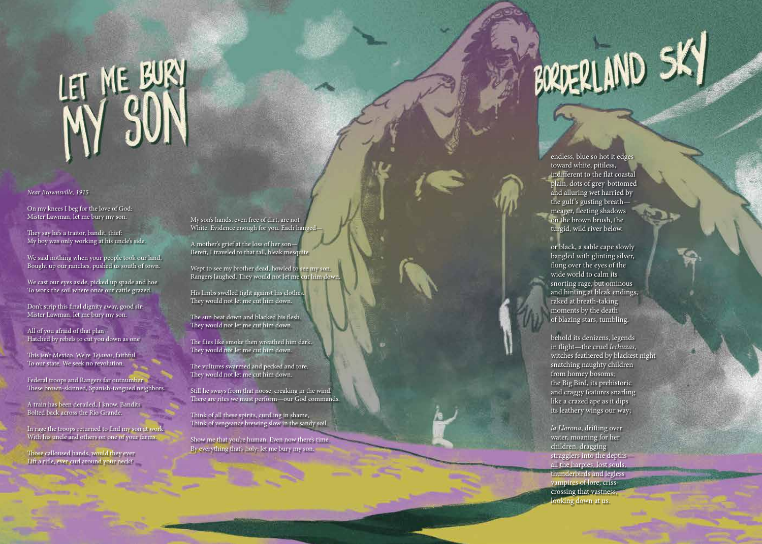# LET ME BURY MY SON

*Near Brownsville, 1915*

On my knees I beg for the love of God:
Mister Lawman, let me bury my son.

They say he's a traitor, bandit, thief:
My boy was only working at his uncle's side.

We said nothing when your people took our land,
Bought up our ranches, pushed us south of town.

We cast our eyes aside, picked up spade and hoe
To work the soil where once our cattle grazed.

Don't strip this final dignity away, good sir:
Mister Lawman, let me bury my son.

All of you afraid of that plan
Hatched by rebels to cut you down as one

This isn't Mexico. We're *Tejanos*, faithful
To our state. We seek no revolution.

Federal troops and Rangers far outnumber
These brown-skinned, Spanish-tongued neighbors.

A train has been derailed, I know. Bandits
Bolted back across the Rio Grande.

In rage the troops returned to find my son at work
With his uncle and others on one of your farms.

Those calloused hands, would they ever
Lift a rifle, ever curl around your neck?

My son's hands, even free of dirt, are not
White. Evidence enough for you. Each hanged—

A mother's grief at the loss of her son—
Bereft, I traveled to that tall, bleak mesquite

Wept to see my brother dead, howled to see my son.
Rangers laughed. They would not let me cut him down.

His limbs swelled tight against his clothes.
They would not let me cut him down.

The sun beat down and blacked his flesh.
They would not let me cut him down.

The flies like smoke then wreathed him dark.
They would not let me cut him down.

The vultures swarmed and pecked and tore.
They would not let me cut him down.

Still he sways from that noose, creaking in the wind.
There are rites we must perform—our God commands.

Think of all these spirits, curdling in shame,
Think of vengeance brewing slow in the sandy soil.

Show me that you're human. Even now there's time.
By everything that's holy: let me bury my son.

# BORDERLAND SKY

endless, blue so hot it edges
toward white, pitiless,
indifferent to the flat coastal
plain, dots of grey-bottomed
and alluring wet harried by
the gulf's gusting breath—
meager, fleeting shadows
on the brown brush, the
turgid, wild river below.

or black, a sable cape slowly
bangled with glinting silver,
flung over the eyes of the
wide world to calm its
snorting rage, but ominous
and hinting at bleak endings,
raked at breath-taking
moments by the death
of blazing stars, tumbling.

behold its denizens, legends
in flight—the cruel *lechuzas*,
witches feathered by blackest night
snatching naughty children
from homey bosoms;
the Big Bird, its prehistoric
and craggy features snarling
like a crazed ape as it dips
its leathery wings our way;

*la Llorona*, drifting over
water, moaning for her
children, dragging
stragglers into the depths—
all the harpies, lost souls,
thunderbirds and legless
vampires of lore, criss-
crossing that vastness,
looking down at us.